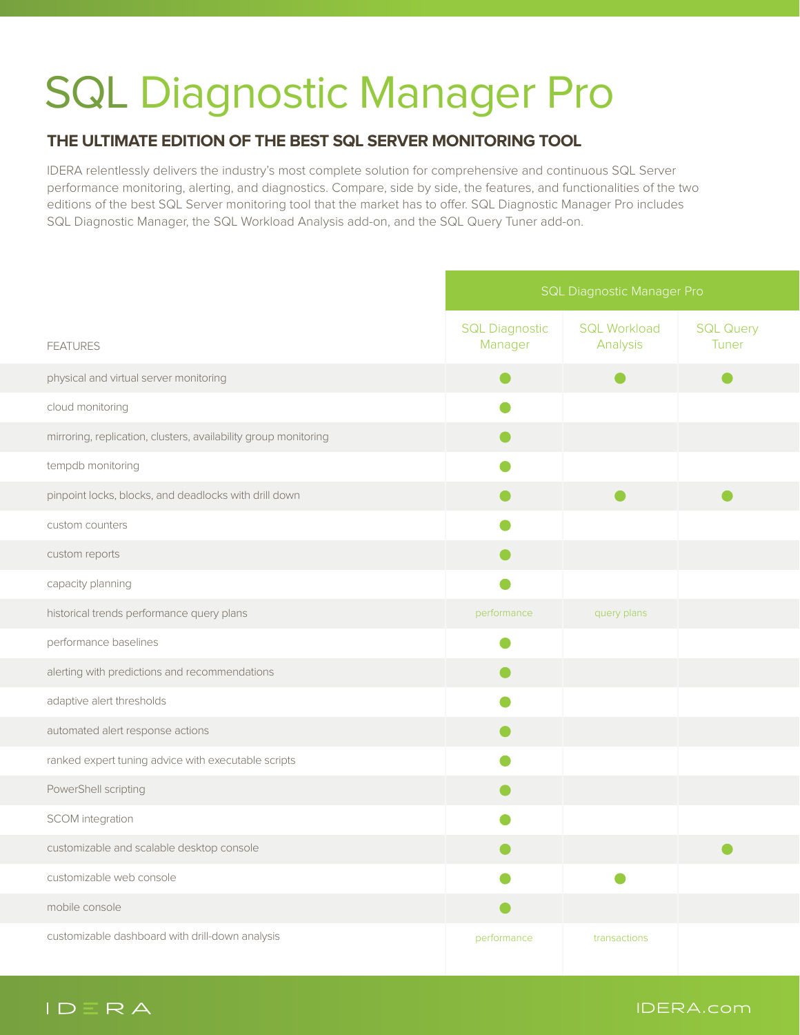# SQL Diagnostic Manager Pro

## THE ULTIMATE EDITION OF THE BEST SQL SERVER MONITORING TOOL

IDERA relentlessly delivers the industry's most complete solution for comprehensive and continuous SQL Server performance monitoring, alerting, and diagnostics. Compare, side by side, the features, and functionalities of the two editions of the best SQL Server monitoring tool that the market has to offer. SQL Diagnostic Manager Pro includes SQL Diagnostic Manager, the SQL Workload Analysis add-on, and the SQL Query Tuner add-on.

| | SQL Diagnostic Manager Pro | | |
|---|---|---|---|
| FEATURES | SQL Diagnostic Manager | SQL Workload Analysis | SQL Query Tuner |
| physical and virtual server monitoring | ● | ● | ● |
| cloud monitoring | ● | | |
| mirroring, replication, clusters, availability group monitoring | ● | | |
| tempdb monitoring | ● | | |
| pinpoint locks, blocks, and deadlocks with drill down | ● | ● | ● |
| custom counters | ● | | |
| custom reports | ● | | |
| capacity planning | ● | | |
| historical trends performance query plans | performance | query plans | |
| performance baselines | ● | | |
| alerting with predictions and recommendations | ● | | |
| adaptive alert thresholds | ● | | |
| automated alert response actions | ● | | |
| ranked expert tuning advice with executable scripts | ● | | |
| PowerShell scripting | ● | | |
| SCOM integration | ● | | |
| customizable and scalable desktop console | ● | | ● |
| customizable web console | ● | ● | |
| mobile console | ● | | |
| customizable dashboard with drill-down analysis | performance | transactions | |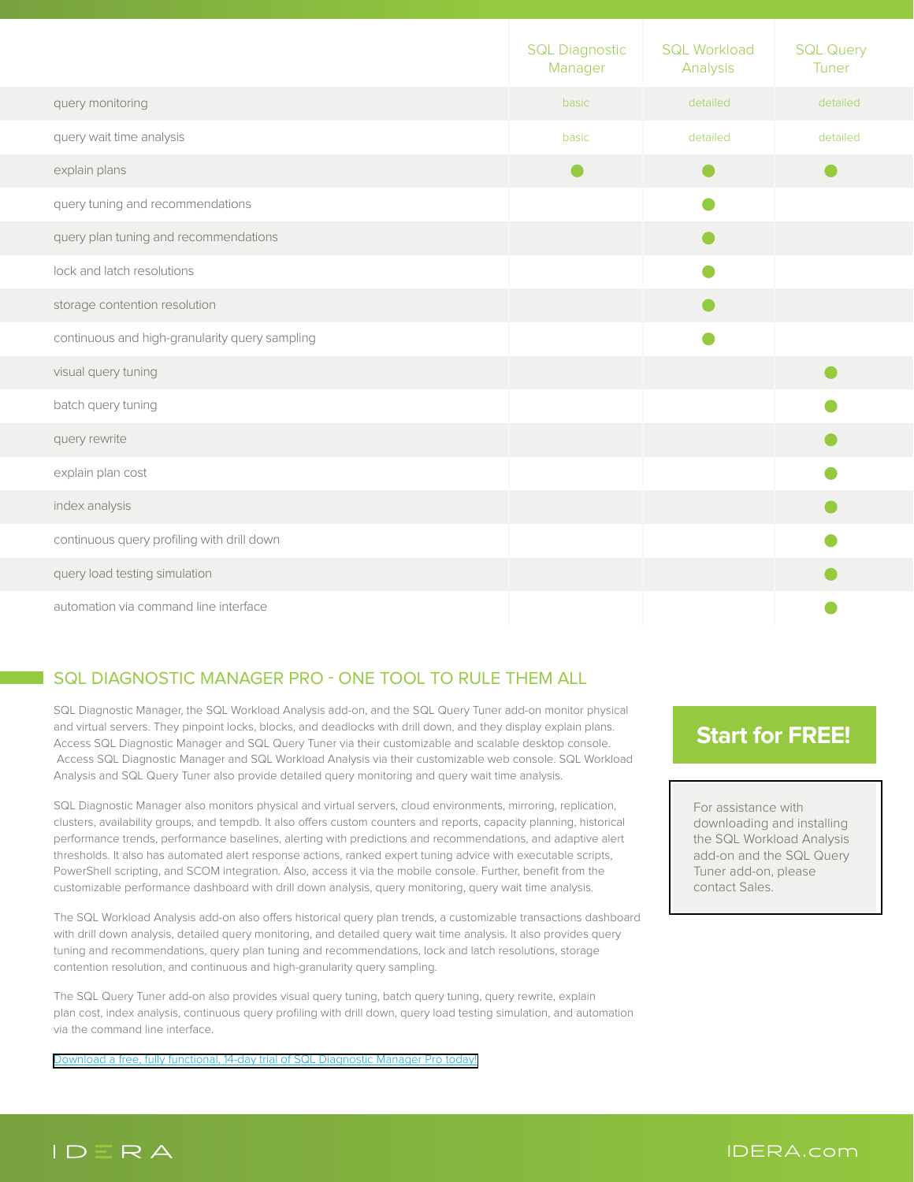| | SQL Diagnostic Manager | SQL Workload Analysis | SQL Query Tuner |
|---|---|---|---|
| query monitoring | basic | detailed | detailed |
| query wait time analysis | basic | detailed | detailed |
| explain plans | ● | ● | ● |
| query tuning and recommendations | | ● | |
| query plan tuning and recommendations | | ● | |
| lock and latch resolutions | | ● | |
| storage contention resolution | | ● | |
| continuous and high-granularity query sampling | | ● | |
| visual query tuning | | | ● |
| batch query tuning | | | ● |
| query rewrite | | | ● |
| explain plan cost | | | ● |
| index analysis | | | ● |
| continuous query profiling with drill down | | | ● |
| query load testing simulation | | | ● |
| automation via command line interface | | | ● |

## SQL DIAGNOSTIC MANAGER PRO - ONE TOOL TO RULE THEM ALL

SQL Diagnostic Manager, the SQL Workload Analysis add-on, and the SQL Query Tuner add-on monitor physical and virtual servers. They pinpoint locks, blocks, and deadlocks with drill down, and they display explain plans. Access SQL Diagnostic Manager and SQL Query Tuner via their customizable and scalable desktop console. Access SQL Diagnostic Manager and SQL Workload Analysis via their customizable web console. SQL Workload Analysis and SQL Query Tuner also provide detailed query monitoring and query wait time analysis.

SQL Diagnostic Manager also monitors physical and virtual servers, cloud environments, mirroring, replication, clusters, availability groups, and tempdb. It also offers custom counters and reports, capacity planning, historical performance trends, performance baselines, alerting with predictions and recommendations, and adaptive alert thresholds. It also has automated alert response actions, ranked expert tuning advice with executable scripts, PowerShell scripting, and SCOM integration. Also, access it via the mobile console. Further, benefit from the customizable performance dashboard with drill down analysis, query monitoring, query wait time analysis.

The SQL Workload Analysis add-on also offers historical query plan trends, a customizable transactions dashboard with drill down analysis, detailed query monitoring, and detailed query wait time analysis. It also provides query tuning and recommendations, query plan tuning and recommendations, lock and latch resolutions, storage contention resolution, and continuous and high-granularity query sampling.

The SQL Query Tuner add-on also provides visual query tuning, batch query tuning, query rewrite, explain plan cost, index analysis, continuous query profiling with drill down, query load testing simulation, and automation via the command line interface.

Download a free, fully functional, 14-day trial of SQL Diagnostic Manager Pro today!

**Start for FREE!**

For assistance with downloading and installing the SQL Workload Analysis add-on and the SQL Query Tuner add-on, please contact Sales.

IDERA

IDERA.com